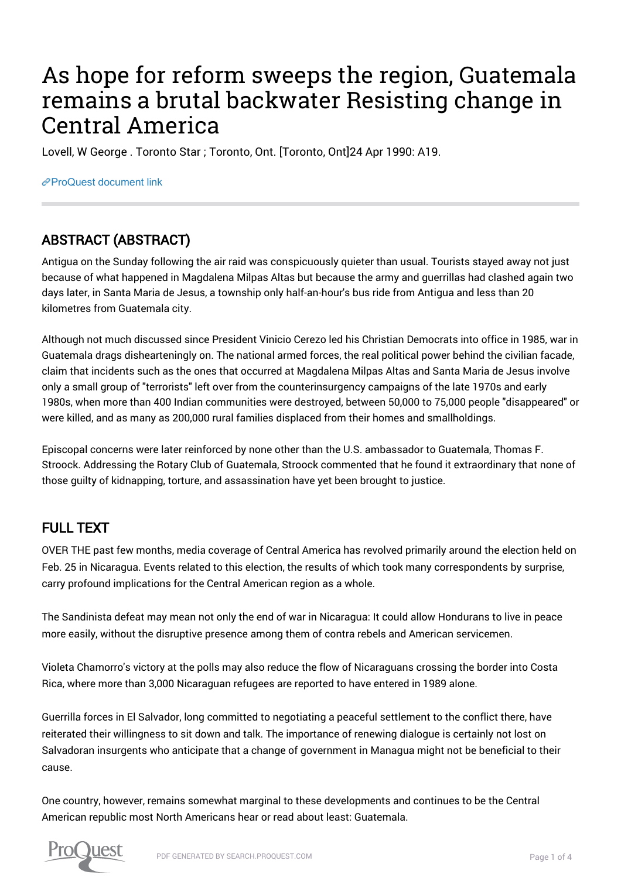# As hope for reform sweeps the region, Guatemala remains a brutal backwater Resisting change in Central America

Lovell, W George . Toronto Star ; Toronto, Ont. [Toronto, Ont]24 Apr 1990: A19.

ProQuest document link

## ABSTRACT (ABSTRACT)

Antigua on the Sunday following the air raid was conspicuously quieter than usual. Tourists stayed away not just because of what happened in Magdalena Milpas Altas but because the army and guerrillas had clashed again two days later, in Santa Maria de Jesus, a township only half-an-hour's bus ride from Antigua and less than 20 kilometres from Guatemala city.

Although not much discussed since President Vinicio Cerezo led his Christian Democrats into office in 1985, war in Guatemala drags dishearteningly on. The national armed forces, the real political power behind the civilian facade, claim that incidents such as the ones that occurred at Magdalena Milpas Altas and Santa Maria de Jesus involve only a small group of "terrorists" left over from the counterinsurgency campaigns of the late 1970s and early 1980s, when more than 400 Indian communities were destroyed, between 50,000 to 75,000 people "disappeared" or were killed, and as many as 200,000 rural families displaced from their homes and smallholdings.

Episcopal concerns were later reinforced by none other than the U.S. ambassador to Guatemala, Thomas F. Stroock. Addressing the Rotary Club of Guatemala, Stroock commented that he found it extraordinary that none of those guilty of kidnapping, torture, and assassination have yet been brought to justice.

## FULL TEXT

OVER THE past few months, media coverage of Central America has revolved primarily around the election held on Feb. 25 in Nicaragua. Events related to this election, the results of which took many correspondents by surprise, carry profound implications for the Central American region as a whole.

The Sandinista defeat may mean not only the end of war in Nicaragua: It could allow Hondurans to live in peace more easily, without the disruptive presence among them of contra rebels and American servicemen.

Violeta Chamorro's victory at the polls may also reduce the flow of Nicaraguans crossing the border into Costa Rica, where more than 3,000 Nicaraguan refugees are reported to have entered in 1989 alone.

Guerrilla forces in El Salvador, long committed to negotiating a peaceful settlement to the conflict there, have reiterated their willingness to sit down and talk. The importance of renewing dialogue is certainly not lost on Salvadoran insurgents who anticipate that a change of government in Managua might not be beneficial to their cause.

One country, however, remains somewhat marginal to these developments and continues to be the Central American republic most North Americans hear or read about least: Guatemala.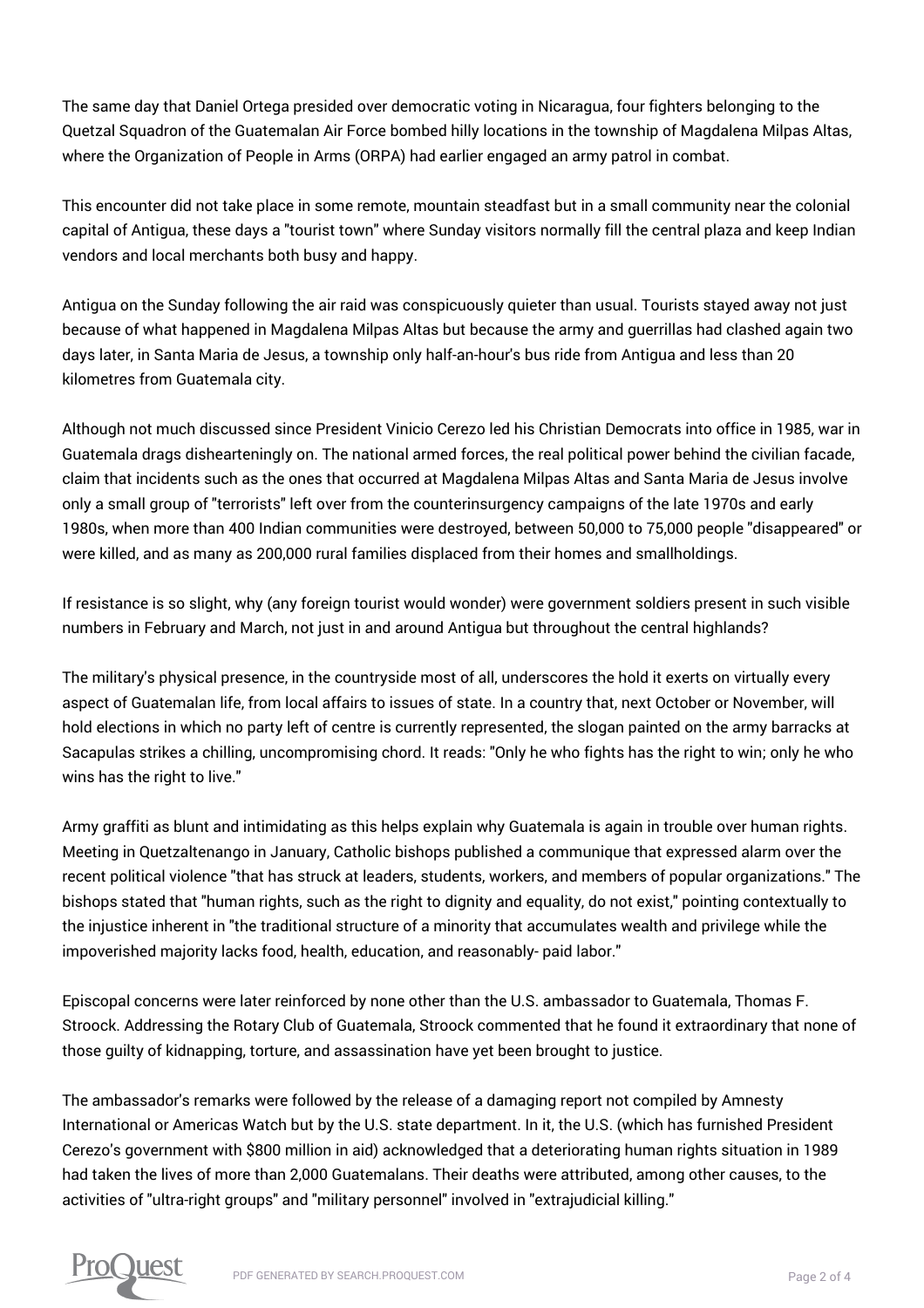The same day that Daniel Ortega presided over democratic voting in Nicaragua, four fighters belonging to the Quetzal Squadron of the Guatemalan Air Force bombed hilly locations in the township of Magdalena Milpas Altas, where the Organization of People in Arms (ORPA) had earlier engaged an army patrol in combat.

This encounter did not take place in some remote, mountain steadfast but in a small community near the colonial capital of Antigua, these days a "tourist town" where Sunday visitors normally fill the central plaza and keep Indian vendors and local merchants both busy and happy.

Antigua on the Sunday following the air raid was conspicuously quieter than usual. Tourists stayed away not just because of what happened in Magdalena Milpas Altas but because the army and guerrillas had clashed again two days later, in Santa Maria de Jesus, a township only half-an-hour's bus ride from Antigua and less than 20 kilometres from Guatemala city.

Although not much discussed since President Vinicio Cerezo led his Christian Democrats into office in 1985, war in Guatemala drags dishearteningly on. The national armed forces, the real political power behind the civilian facade, claim that incidents such as the ones that occurred at Magdalena Milpas Altas and Santa Maria de Jesus involve only a small group of "terrorists" left over from the counterinsurgency campaigns of the late 1970s and early 1980s, when more than 400 Indian communities were destroyed, between 50,000 to 75,000 people "disappeared" or were killed, and as many as 200,000 rural families displaced from their homes and smallholdings.

If resistance is so slight, why (any foreign tourist would wonder) were government soldiers present in such visible numbers in February and March, not just in and around Antigua but throughout the central highlands?

The military's physical presence, in the countryside most of all, underscores the hold it exerts on virtually every aspect of Guatemalan life, from local affairs to issues of state. In a country that, next October or November, will hold elections in which no party left of centre is currently represented, the slogan painted on the army barracks at Sacapulas strikes a chilling, uncompromising chord. It reads: "Only he who fights has the right to win; only he who wins has the right to live."

Army graffiti as blunt and intimidating as this helps explain why Guatemala is again in trouble over human rights. Meeting in Quetzaltenango in January, Catholic bishops published a communique that expressed alarm over the recent political violence "that has struck at leaders, students, workers, and members of popular organizations." The bishops stated that "human rights, such as the right to dignity and equality, do not exist," pointing contextually to the injustice inherent in "the traditional structure of a minority that accumulates wealth and privilege while the impoverished majority lacks food, health, education, and reasonably- paid labor."

Episcopal concerns were later reinforced by none other than the U.S. ambassador to Guatemala, Thomas F. Stroock. Addressing the Rotary Club of Guatemala, Stroock commented that he found it extraordinary that none of those guilty of kidnapping, torture, and assassination have yet been brought to justice.

The ambassador's remarks were followed by the release of a damaging report not compiled by Amnesty International or Americas Watch but by the U.S. state department. In it, the U.S. (which has furnished President Cerezo's government with $800 million in aid) acknowledged that a deteriorating human rights situation in 1989 had taken the lives of more than 2,000 Guatemalans. Their deaths were attributed, among other causes, to the activities of "ultra-right groups" and "military personnel" involved in "extrajudicial killing."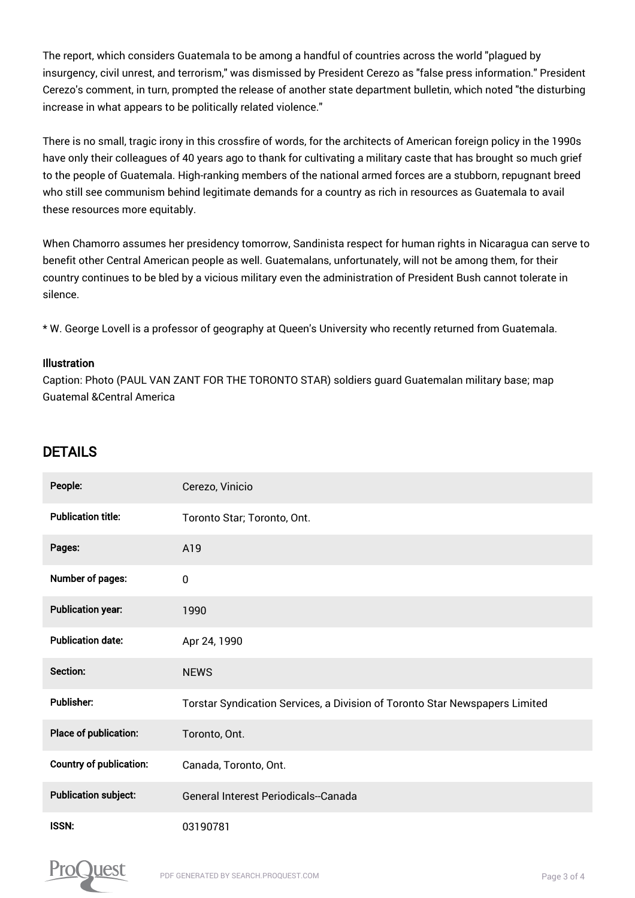The report, which considers Guatemala to be among a handful of countries across the world "plagued by insurgency, civil unrest, and terrorism," was dismissed by President Cerezo as "false press information." President Cerezo's comment, in turn, prompted the release of another state department bulletin, which noted "the disturbing increase in what appears to be politically related violence."

There is no small, tragic irony in this crossfire of words, for the architects of American foreign policy in the 1990s have only their colleagues of 40 years ago to thank for cultivating a military caste that has brought so much grief to the people of Guatemala. High-ranking members of the national armed forces are a stubborn, repugnant breed who still see communism behind legitimate demands for a country as rich in resources as Guatemala to avail these resources more equitably.

When Chamorro assumes her presidency tomorrow, Sandinista respect for human rights in Nicaragua can serve to benefit other Central American people as well. Guatemalans, unfortunately, will not be among them, for their country continues to be bled by a vicious military even the administration of President Bush cannot tolerate in silence.

* W. George Lovell is a professor of geography at Queen's University who recently returned from Guatemala.

**Illustration**

Caption: Photo (PAUL VAN ZANT FOR THE TORONTO STAR) soldiers guard Guatemalan military base; map Guatemal &Central America

## DETAILS

| | |
|---|---|
| People: | Cerezo, Vinicio |
| Publication title: | Toronto Star; Toronto, Ont. |
| Pages: | A19 |
| Number of pages: | 0 |
| Publication year: | 1990 |
| Publication date: | Apr 24, 1990 |
| Section: | NEWS |
| Publisher: | Torstar Syndication Services, a Division of Toronto Star Newspapers Limited |
| Place of publication: | Toronto, Ont. |
| Country of publication: | Canada, Toronto, Ont. |
| Publication subject: | General Interest Periodicals--Canada |
| ISSN: | 03190781 |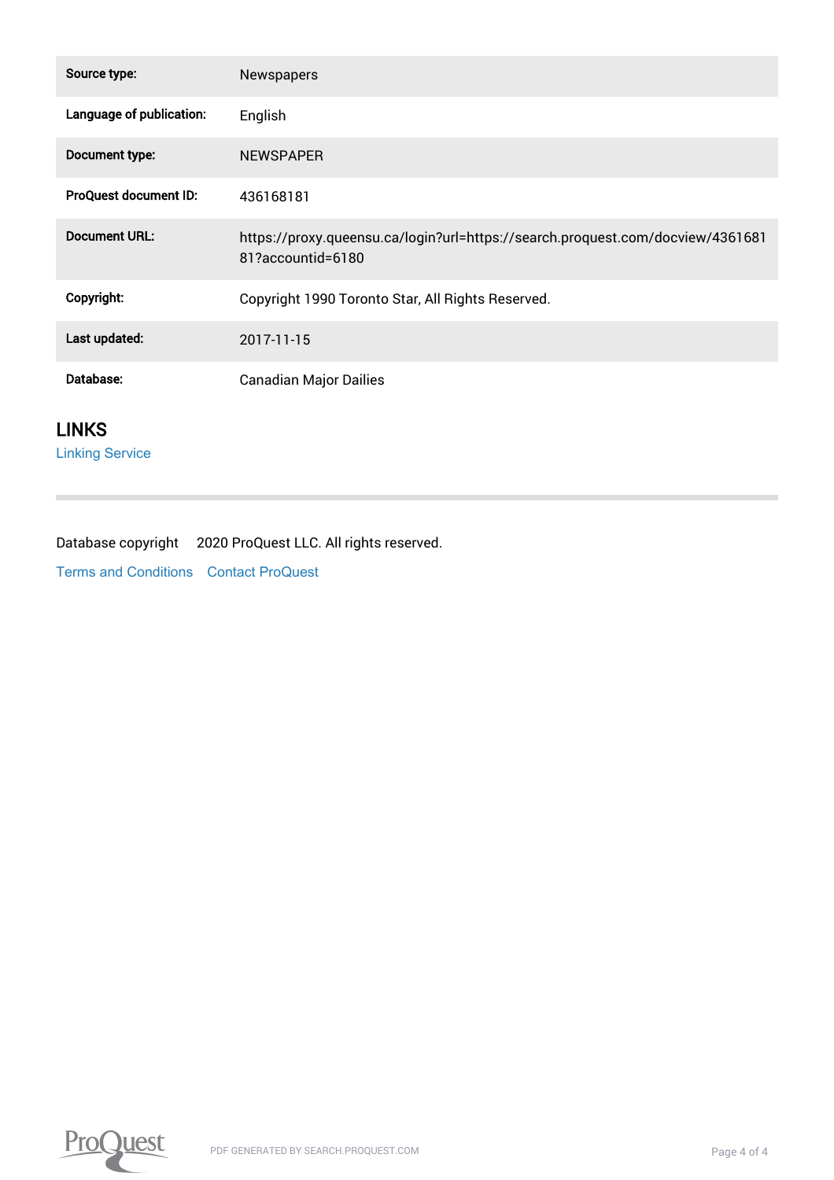| | |
|---|---|
| **Source type:** | Newspapers |
| **Language of publication:** | English |
| **Document type:** | NEWSPAPER |
| **ProQuest document ID:** | 436168181 |
| **Document URL:** | https://proxy.queensu.ca/login?url=https://search.proquest.com/docview/436168181?accountid=6180 |
| **Copyright:** | Copyright 1990 Toronto Star, All Rights Reserved. |
| **Last updated:** | 2017-11-15 |
| **Database:** | Canadian Major Dailies |

## LINKS

Linking Service

---

Database copyright   2020 ProQuest LLC. All rights reserved.

Terms and Conditions   Contact ProQuest